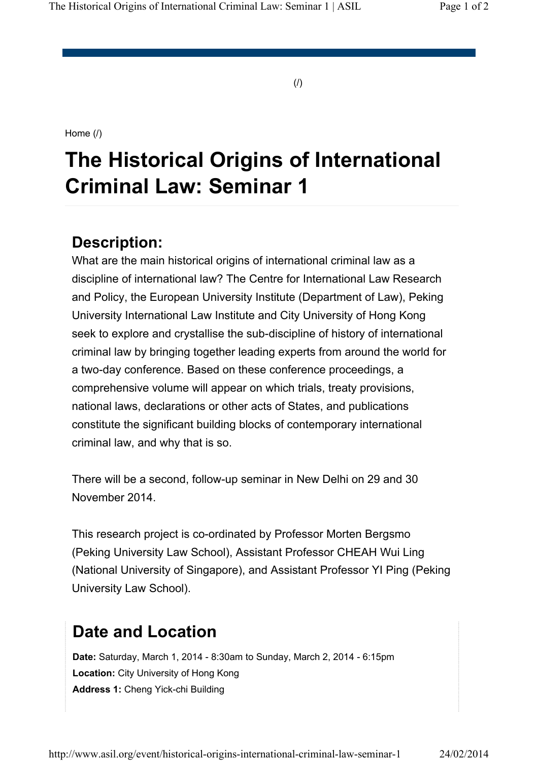(/)

Home (/)

# The Historical Origins of International Criminal Law: Seminar 1

## Description:

What are the main historical origins of international criminal law as a discipline of international law? The Centre for International Law Research and Policy, the European University Institute (Department of Law), Peking University International Law Institute and City University of Hong Kong seek to explore and crystallise the sub-discipline of history of international criminal law by bringing together leading experts from around the world for a two-day conference. Based on these conference proceedings, a comprehensive volume will appear on which trials, treaty provisions, national laws, declarations or other acts of States, and publications constitute the significant building blocks of contemporary international criminal law, and why that is so.

There will be a second, follow-up seminar in New Delhi on 29 and 30 November 2014.

This research project is co-ordinated by Professor Morten Bergsmo (Peking University Law School), Assistant Professor CHEAH Wui Ling (National University of Singapore), and Assistant Professor YI Ping (Peking University Law School).

## Date and Location

**Date:** Saturday, March 1, 2014 - 8:30am to Sunday, March 2, 2014 - 6:15pm
**Location:** City University of Hong Kong
**Address 1:** Cheng Yick-chi Building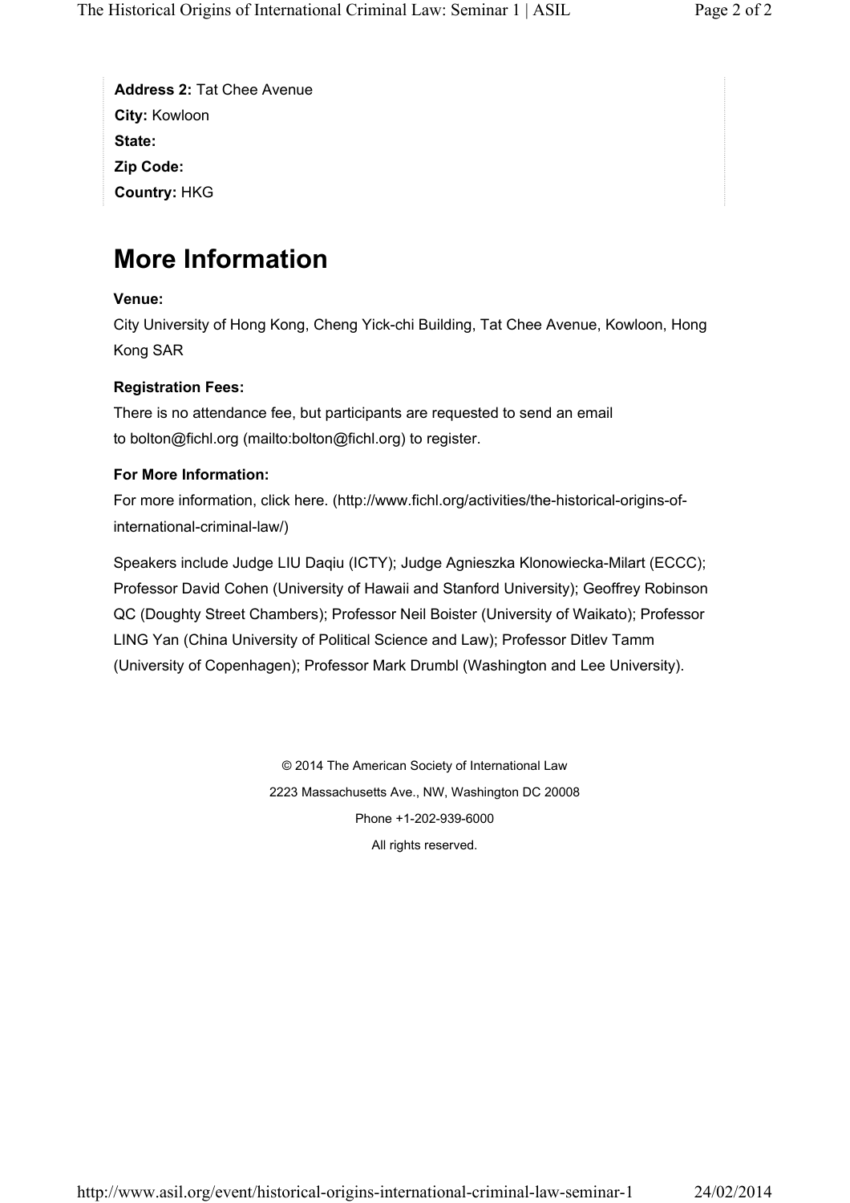**Address 2:** Tat Chee Avenue
**City:** Kowloon
**State:**
**Zip Code:**
**Country:** HKG

# More Information

**Venue:**

City University of Hong Kong, Cheng Yick-chi Building, Tat Chee Avenue, Kowloon, Hong Kong SAR

**Registration Fees:**

There is no attendance fee, but participants are requested to send an email to bolton@fichl.org (mailto:bolton@fichl.org) to register.

**For More Information:**

For more information, click here. (http://www.fichl.org/activities/the-historical-origins-of-international-criminal-law/)

Speakers include Judge LIU Daqiu (ICTY); Judge Agnieszka Klonowiecka-Milart (ECCC); Professor David Cohen (University of Hawaii and Stanford University); Geoffrey Robinson QC (Doughty Street Chambers); Professor Neil Boister (University of Waikato); Professor LING Yan (China University of Political Science and Law); Professor Ditlev Tamm (University of Copenhagen); Professor Mark Drumbl (Washington and Lee University).

© 2014 The American Society of International Law
2223 Massachusetts Ave., NW, Washington DC 20008
Phone +1-202-939-6000
All rights reserved.